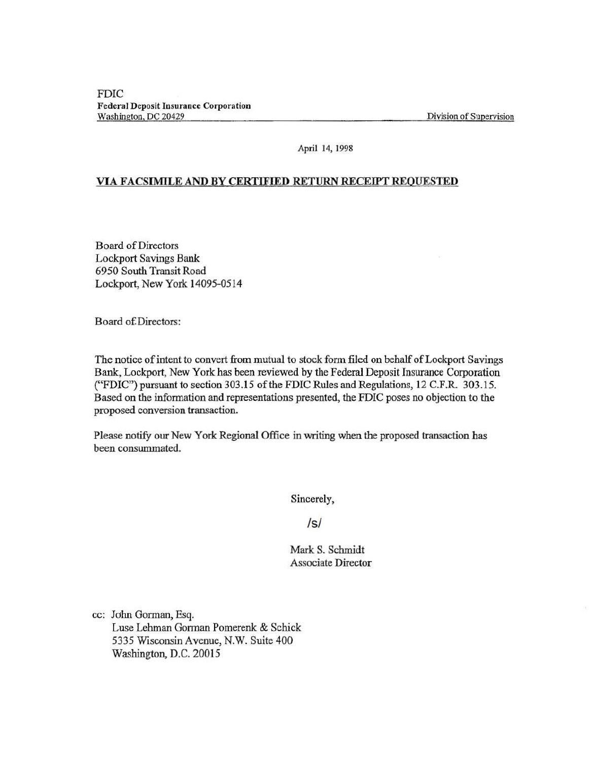FDIC
**Federal Deposit Insurance Corporation**
Washington, DC 20429 Division of Supervision

April 14, 1998

**VIA FACSIMILE AND BY CERTIFIED RETURN RECEIPT REQUESTED**

Board of Directors
Lockport Savings Bank
6950 South Transit Road
Lockport, New York 14095-0514

Board of Directors:

The notice of intent to convert from mutual to stock form filed on behalf of Lockport Savings Bank, Lockport, New York has been reviewed by the Federal Deposit Insurance Corporation ("FDIC") pursuant to section 303.15 of the FDIC Rules and Regulations, 12 C.F.R. 303.15. Based on the information and representations presented, the FDIC poses no objection to the proposed conversion transaction.

Please notify our New York Regional Office in writing when the proposed transaction has been consummated.

Sincerely,

/s/

Mark S. Schmidt
Associate Director

cc: John Gorman, Esq.
Luse Lehman Gorman Pomerenk & Schick
5335 Wisconsin Avenue, N.W. Suite 400
Washington, D.C. 20015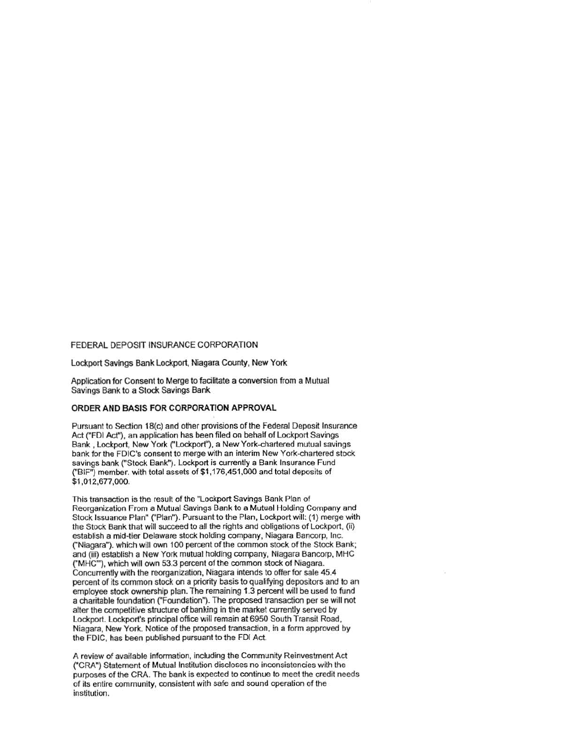FEDERAL DEPOSIT INSURANCE CORPORATION

Lockport Savings Bank Lockport, Niagara County, New York

Application for Consent to Merge to facilitate a conversion from a Mutual Savings Bank to a Stock Savings Bank

## ORDER AND BASIS FOR CORPORATION APPROVAL

Pursuant to Section 18(c) and other provisions of the Federal Deposit Insurance Act ("FDI Act"), an application has been filed on behalf of Lockport Savings Bank , Lockport, New York ("Lockport"), a New York-chartered mutual savings bank for the FDIC's consent to merge with an interim New York-chartered stock savings bank ("Stock Bank"). Lockport is currently a Bank Insurance Fund ("BIF") member. with total assets of $1,176,451,000 and total deposits of $1,012,677,000.

This transaction is the result of the "Lockport Savings Bank Plan of Reorganization From a Mutual Savings Bank to a Mutual Holding Company and Stock Issuance Plan" ("Plan"). Pursuant to the Plan, Lockport will: (1) merge with the Stock Bank that will succeed to all the rights and obligations of Lockport, (ii) establish a mid-tier Delaware stock holding company, Niagara Bancorp, Inc. ("Niagara"). which will own 100 percent of the common stock of the Stock Bank; and (iii) establish a New York mutual holding company, Niagara Bancorp, MHC ("MHC"), which will own 53.3 percent of the common stock of Niagara. Concurrently with the reorganization, Niagara intends to offer for sale 45.4 percent of its common stock on a priority basis to qualifying depositors and to an employee stock ownership plan. The remaining 1.3 percent will be used to fund a charitable foundation ("Foundation"). The proposed transaction per se will not alter the competitive structure of banking in the market currently served by Lockport. Lockport's principal office will remain at 6950 South Transit Road, Niagara, New York. Notice of the proposed transaction, in a form approved by the FDIC, has been published pursuant to the FDI Act.

A review of available information, including the Community Reinvestment Act ("CRA") Statement of Mutual Institution discloses no inconsistencies with the purposes of the CRA. The bank is expected to continue to meet the credit needs of its entire community, consistent with safe and sound operation of the institution.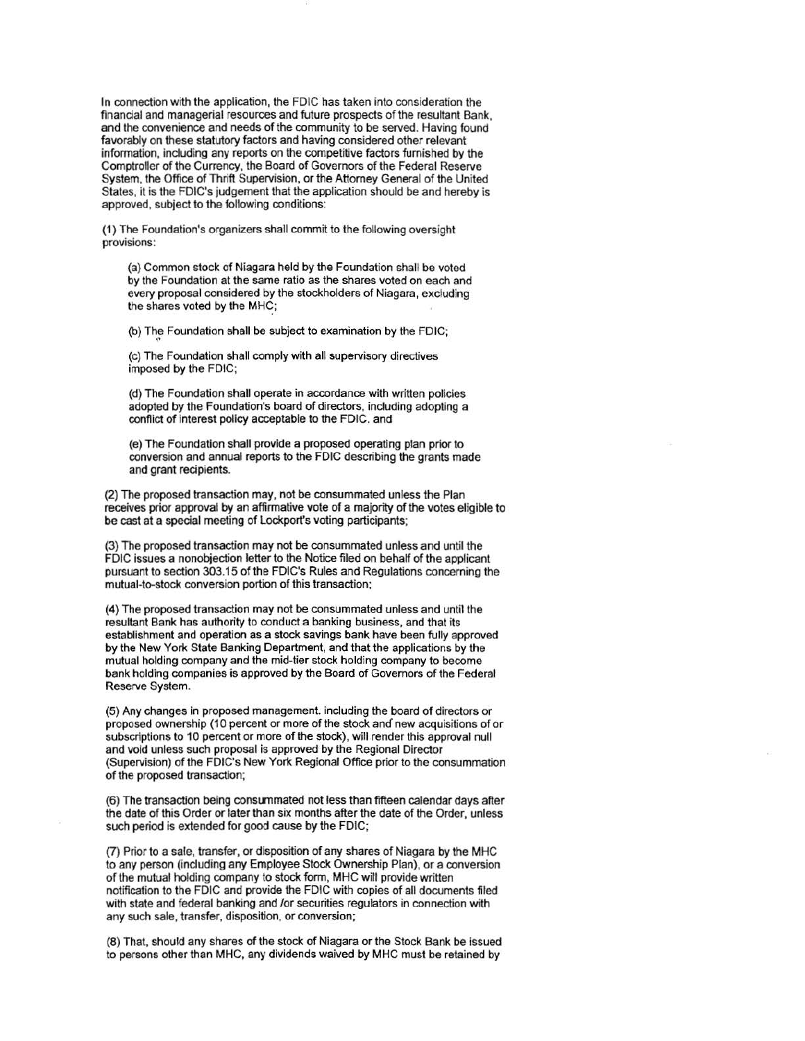In connection with the application, the FDIC has taken into consideration the financial and managerial resources and future prospects of the resultant Bank, and the convenience and needs of the community to be served. Having found favorably on these statutory factors and having considered other relevant information, including any reports on the competitive factors furnished by the Comptroller of the Currency, the Board of Governors of the Federal Reserve System, the Office of Thrift Supervision, or the Attorney General of the United States, it is the FDIC's judgement that the application should be and hereby is approved, subject to the following conditions:

(1) The Foundation's organizers shall commit to the following oversight provisions:

> (a) Common stock of Niagara held by the Foundation shall be voted by the Foundation at the same ratio as the shares voted on each and every proposal considered by the stockholders of Niagara, excluding the shares voted by the MHC;
>
> (b) The Foundation shall be subject to examination by the FDIC;
>
> (c) The Foundation shall comply with all supervisory directives imposed by the FDIC;
>
> (d) The Foundation shall operate in accordance with written policies adopted by the Foundation's board of directors, including adopting a conflict of interest policy acceptable to the FDIC. and
>
> (e) The Foundation shall provide a proposed operating plan prior to conversion and annual reports to the FDIC describing the grants made and grant recipients.

(2) The proposed transaction may, not be consummated unless the Plan receives prior approval by an affirmative vote of a majority of the votes eligible to be cast at a special meeting of Lockport's voting participants;

(3) The proposed transaction may not be consummated unless and until the FDIC issues a nonobjection letter to the Notice filed on behalf of the applicant pursuant to section 303.15 of the FDIC's Rules and Regulations concerning the mutual-to-stock conversion portion of this transaction;

(4) The proposed transaction may not be consummated unless and until the resultant Bank has authority to conduct a banking business, and that its establishment and operation as a stock savings bank have been fully approved by the New York State Banking Department, and that the applications by the mutual holding company and the mid-tier stock holding company to become bank holding companies is approved by the Board of Governors of the Federal Reserve System.

(5) Any changes in proposed management. including the board of directors or proposed ownership (10 percent or more of the stock and new acquisitions of or subscriptions to 10 percent or more of the stock), will render this approval null and void unless such proposal is approved by the Regional Director (Supervision) of the FDIC's New York Regional Office prior to the consummation of the proposed transaction;

(6) The transaction being consummated not less than fifteen calendar days after the date of this Order or later than six months after the date of the Order, unless such period is extended for good cause by the FDIC;

(7) Prior to a sale, transfer, or disposition of any shares of Niagara by the MHC to any person (including any Employee Stock Ownership Plan), or a conversion of the mutual holding company to stock form, MHC will provide written notification to the FDIC and provide the FDIC with copies of all documents filed with state and federal banking and /or securities regulators in connection with any such sale, transfer, disposition, or conversion;

(8) That, should any shares of the stock of Niagara or the Stock Bank be issued to persons other than MHC, any dividends waived by MHC must be retained by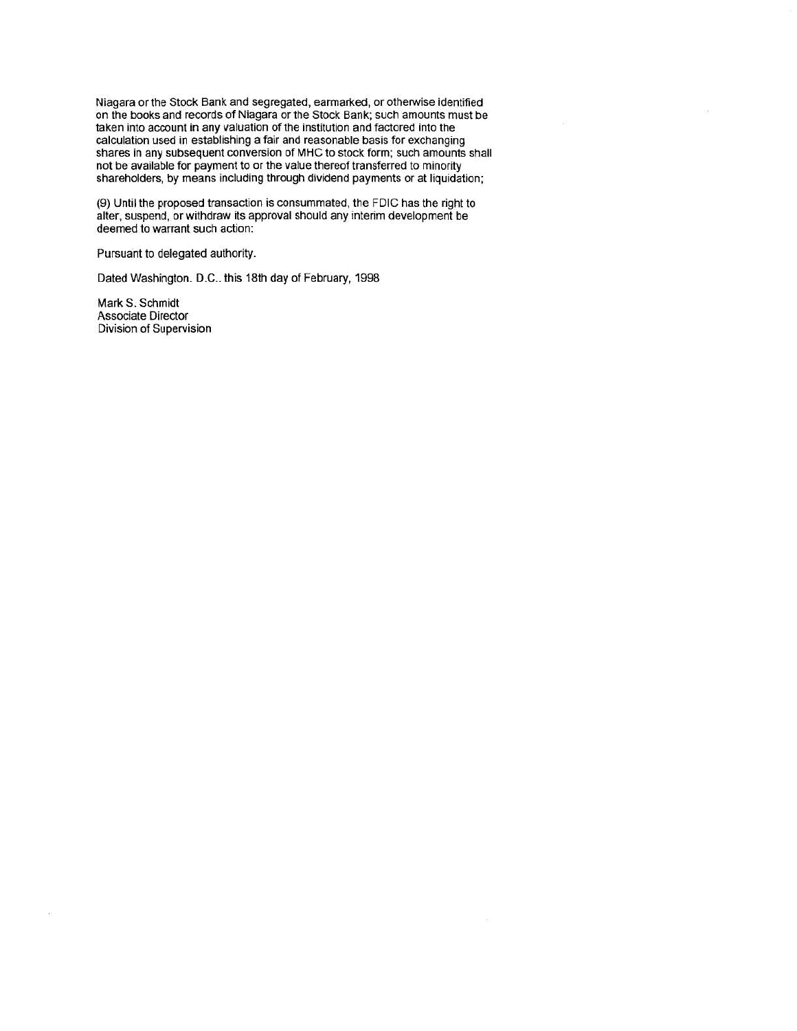Niagara or the Stock Bank and segregated, earmarked, or otherwise identified on the books and records of Niagara or the Stock Bank; such amounts must be taken into account in any valuation of the institution and factored into the calculation used in establishing a fair and reasonable basis for exchanging shares in any subsequent conversion of MHC to stock form; such amounts shall not be available for payment to or the value thereof transferred to minority shareholders, by means including through dividend payments or at liquidation;

(9) Until the proposed transaction is consummated, the FDIC has the right to alter, suspend, or withdraw its approval should any interim development be deemed to warrant such action:

Pursuant to delegated authority.

Dated Washington. D.C.. this 18th day of February, 1998

Mark S. Schmidt  
Associate Director  
Division of Supervision